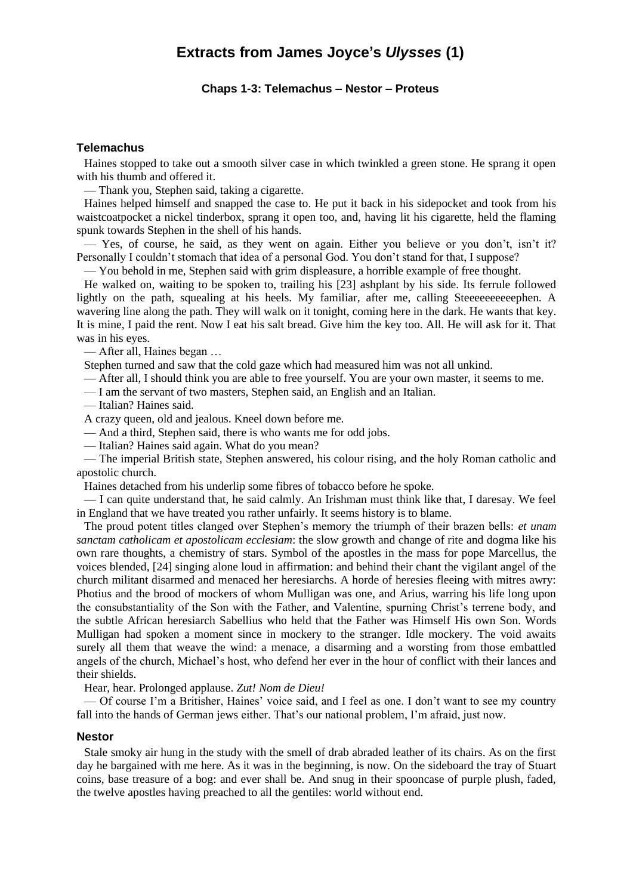# Extracts from James Joyce's *Ulysses* (1)

### Chaps 1-3: Telemachus – Nestor – Proteus

## Telemachus

Haines stopped to take out a smooth silver case in which twinkled a green stone. He sprang it open with his thumb and offered it.

— Thank you, Stephen said, taking a cigarette.

Haines helped himself and snapped the case to. He put it back in his sidepocket and took from his waistcoatpocket a nickel tinderbox, sprang it open too, and, having lit his cigarette, held the flaming spunk towards Stephen in the shell of his hands.

— Yes, of course, he said, as they went on again. Either you believe or you don't, isn't it? Personally I couldn't stomach that idea of a personal God. You don't stand for that, I suppose?

— You behold in me, Stephen said with grim displeasure, a horrible example of free thought.

He walked on, waiting to be spoken to, trailing his [23] ashplant by his side. Its ferrule followed lightly on the path, squealing at his heels. My familiar, after me, calling Steeeeeeeeeeeephen. A wavering line along the path. They will walk on it tonight, coming here in the dark. He wants that key. It is mine, I paid the rent. Now I eat his salt bread. Give him the key too. All. He will ask for it. That was in his eyes.

— After all, Haines began …

Stephen turned and saw that the cold gaze which had measured him was not all unkind.

— After all, I should think you are able to free yourself. You are your own master, it seems to me.

— I am the servant of two masters, Stephen said, an English and an Italian.

— Italian? Haines said.

A crazy queen, old and jealous. Kneel down before me.

— And a third, Stephen said, there is who wants me for odd jobs.

— Italian? Haines said again. What do you mean?

— The imperial British state, Stephen answered, his colour rising, and the holy Roman catholic and apostolic church.

Haines detached from his underlip some fibres of tobacco before he spoke.

— I can quite understand that, he said calmly. An Irishman must think like that, I daresay. We feel in England that we have treated you rather unfairly. It seems history is to blame.

The proud potent titles clanged over Stephen's memory the triumph of their brazen bells: *et unam sanctam catholicam et apostolicam ecclesiam*: the slow growth and change of rite and dogma like his own rare thoughts, a chemistry of stars. Symbol of the apostles in the mass for pope Marcellus, the voices blended, [24] singing alone loud in affirmation: and behind their chant the vigilant angel of the church militant disarmed and menaced her heresiarchs. A horde of heresies fleeing with mitres awry: Photius and the brood of mockers of whom Mulligan was one, and Arius, warring his life long upon the consubstantiality of the Son with the Father, and Valentine, spurning Christ's terrene body, and the subtle African heresiarch Sabellius who held that the Father was Himself His own Son. Words Mulligan had spoken a moment since in mockery to the stranger. Idle mockery. The void awaits surely all them that weave the wind: a menace, a disarming and a worsting from those embattled angels of the church, Michael's host, who defend her ever in the hour of conflict with their lances and their shields.

Hear, hear. Prolonged applause. *Zut! Nom de Dieu!*

— Of course I'm a Britisher, Haines' voice said, and I feel as one. I don't want to see my country fall into the hands of German jews either. That's our national problem, I'm afraid, just now.

## Nestor

Stale smoky air hung in the study with the smell of drab abraded leather of its chairs. As on the first day he bargained with me here. As it was in the beginning, is now. On the sideboard the tray of Stuart coins, base treasure of a bog: and ever shall be. And snug in their spooncase of purple plush, faded, the twelve apostles having preached to all the gentiles: world without end.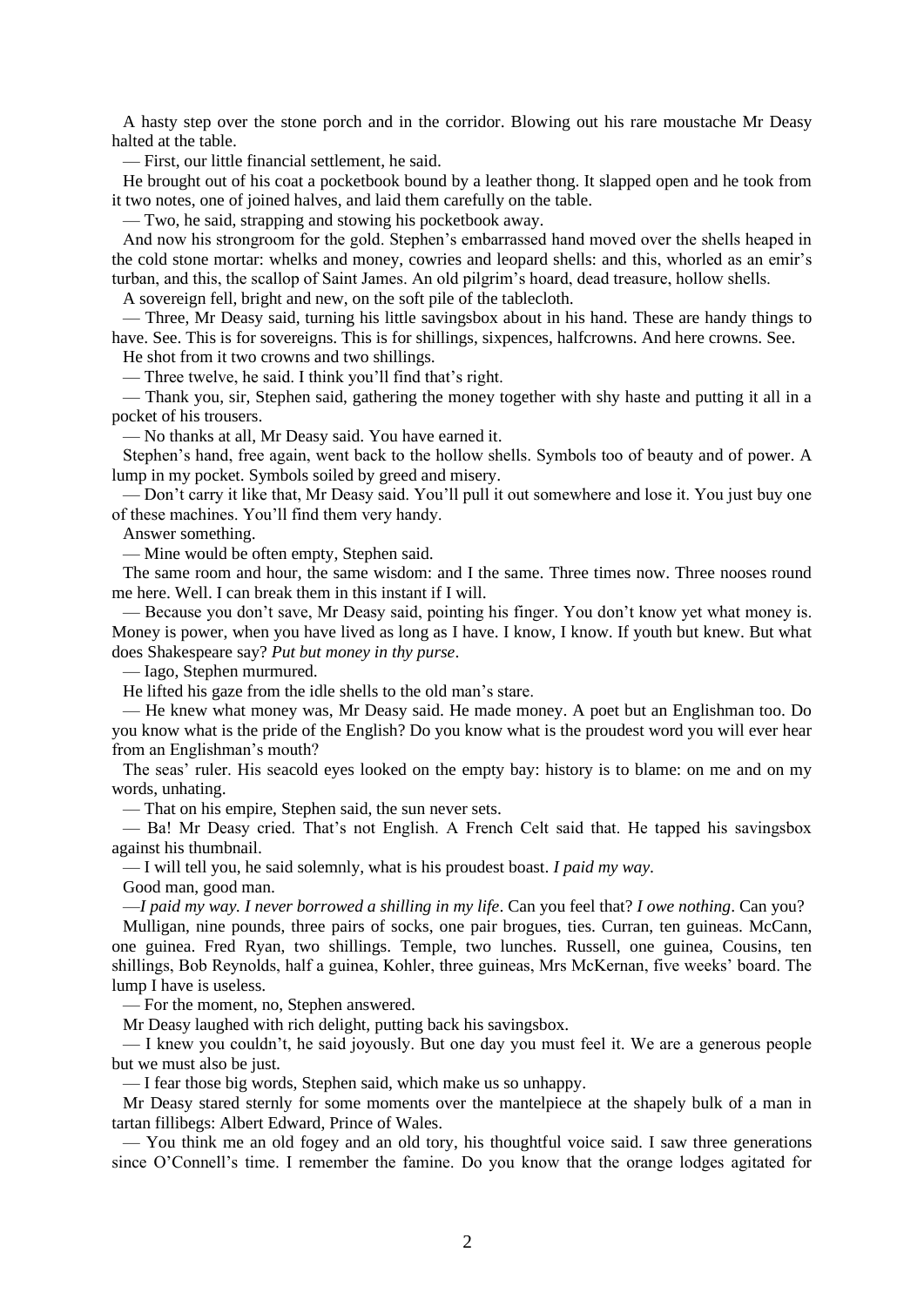A hasty step over the stone porch and in the corridor. Blowing out his rare moustache Mr Deasy halted at the table.

— First, our little financial settlement, he said.

He brought out of his coat a pocketbook bound by a leather thong. It slapped open and he took from it two notes, one of joined halves, and laid them carefully on the table.

— Two, he said, strapping and stowing his pocketbook away.

And now his strongroom for the gold. Stephen's embarrassed hand moved over the shells heaped in the cold stone mortar: whelks and money, cowries and leopard shells: and this, whorled as an emir's turban, and this, the scallop of Saint James. An old pilgrim's hoard, dead treasure, hollow shells.

A sovereign fell, bright and new, on the soft pile of the tablecloth.

— Three, Mr Deasy said, turning his little savingsbox about in his hand. These are handy things to have. See. This is for sovereigns. This is for shillings, sixpences, halfcrowns. And here crowns. See.

He shot from it two crowns and two shillings.

— Three twelve, he said. I think you'll find that's right.

— Thank you, sir, Stephen said, gathering the money together with shy haste and putting it all in a pocket of his trousers.

— No thanks at all, Mr Deasy said. You have earned it.

Stephen's hand, free again, went back to the hollow shells. Symbols too of beauty and of power. A lump in my pocket. Symbols soiled by greed and misery.

— Don't carry it like that, Mr Deasy said. You'll pull it out somewhere and lose it. You just buy one of these machines. You'll find them very handy.

Answer something.

— Mine would be often empty, Stephen said.

The same room and hour, the same wisdom: and I the same. Three times now. Three nooses round me here. Well. I can break them in this instant if I will.

— Because you don't save, Mr Deasy said, pointing his finger. You don't know yet what money is. Money is power, when you have lived as long as I have. I know, I know. If youth but knew. But what does Shakespeare say? *Put but money in thy purse*.

— Iago, Stephen murmured.

He lifted his gaze from the idle shells to the old man's stare.

— He knew what money was, Mr Deasy said. He made money. A poet but an Englishman too. Do you know what is the pride of the English? Do you know what is the proudest word you will ever hear from an Englishman's mouth?

The seas' ruler. His seacold eyes looked on the empty bay: history is to blame: on me and on my words, unhating.

— That on his empire, Stephen said, the sun never sets.

— Ba! Mr Deasy cried. That's not English. A French Celt said that. He tapped his savingsbox against his thumbnail.

— I will tell you, he said solemnly, what is his proudest boast. *I paid my way*.

Good man, good man.

—*I paid my way. I never borrowed a shilling in my life*. Can you feel that? *I owe nothing*. Can you?

Mulligan, nine pounds, three pairs of socks, one pair brogues, ties. Curran, ten guineas. McCann, one guinea. Fred Ryan, two shillings. Temple, two lunches. Russell, one guinea, Cousins, ten shillings, Bob Reynolds, half a guinea, Kohler, three guineas, Mrs McKernan, five weeks' board. The lump I have is useless.

— For the moment, no, Stephen answered.

Mr Deasy laughed with rich delight, putting back his savingsbox.

— I knew you couldn't, he said joyously. But one day you must feel it. We are a generous people but we must also be just.

— I fear those big words, Stephen said, which make us so unhappy.

Mr Deasy stared sternly for some moments over the mantelpiece at the shapely bulk of a man in tartan fillibegs: Albert Edward, Prince of Wales.

— You think me an old fogey and an old tory, his thoughtful voice said. I saw three generations since O'Connell's time. I remember the famine. Do you know that the orange lodges agitated for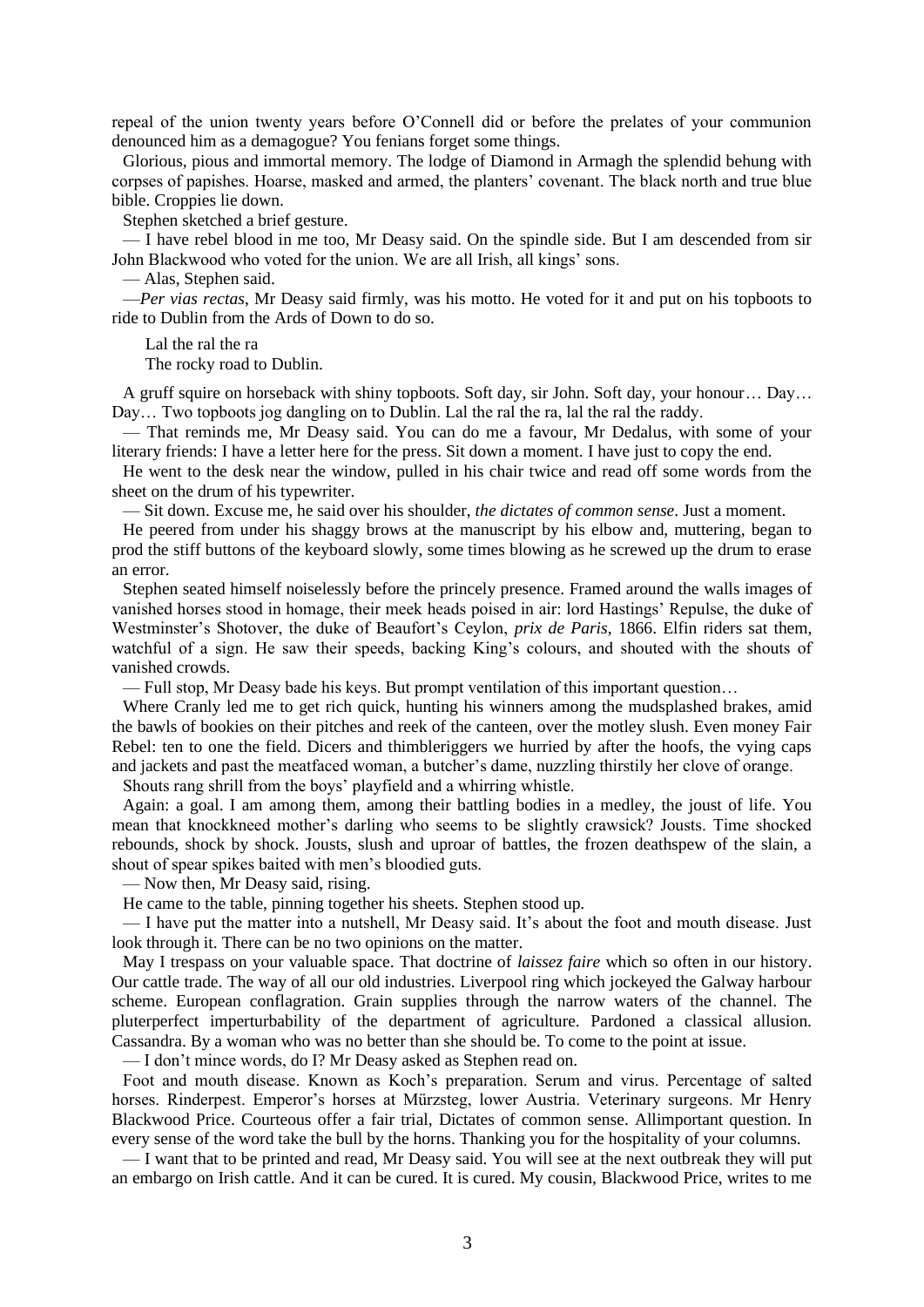repeal of the union twenty years before O'Connell did or before the prelates of your communion denounced him as a demagogue? You fenians forget some things.

Glorious, pious and immortal memory. The lodge of Diamond in Armagh the splendid behung with corpses of papishes. Hoarse, masked and armed, the planters' covenant. The black north and true blue bible. Croppies lie down.

Stephen sketched a brief gesture.

— I have rebel blood in me too, Mr Deasy said. On the spindle side. But I am descended from sir John Blackwood who voted for the union. We are all Irish, all kings' sons.

— Alas, Stephen said.

—*Per vias rectas*, Mr Deasy said firmly, was his motto. He voted for it and put on his topboots to ride to Dublin from the Ards of Down to do so.

Lal the ral the ra
The rocky road to Dublin.

A gruff squire on horseback with shiny topboots. Soft day, sir John. Soft day, your honour… Day… Day… Two topboots jog dangling on to Dublin. Lal the ral the ra, lal the ral the raddy.

— That reminds me, Mr Deasy said. You can do me a favour, Mr Dedalus, with some of your literary friends: I have a letter here for the press. Sit down a moment. I have just to copy the end.

He went to the desk near the window, pulled in his chair twice and read off some words from the sheet on the drum of his typewriter.

— Sit down. Excuse me, he said over his shoulder, *the dictates of common sense*. Just a moment.

He peered from under his shaggy brows at the manuscript by his elbow and, muttering, began to prod the stiff buttons of the keyboard slowly, some times blowing as he screwed up the drum to erase an error.

Stephen seated himself noiselessly before the princely presence. Framed around the walls images of vanished horses stood in homage, their meek heads poised in air: lord Hastings' Repulse, the duke of Westminster's Shotover, the duke of Beaufort's Ceylon, *prix de Paris*, 1866. Elfin riders sat them, watchful of a sign. He saw their speeds, backing King's colours, and shouted with the shouts of vanished crowds.

— Full stop, Mr Deasy bade his keys. But prompt ventilation of this important question…

Where Cranly led me to get rich quick, hunting his winners among the mudsplashed brakes, amid the bawls of bookies on their pitches and reek of the canteen, over the motley slush. Even money Fair Rebel: ten to one the field. Dicers and thimbleriggers we hurried by after the hoofs, the vying caps and jackets and past the meatfaced woman, a butcher's dame, nuzzling thirstily her clove of orange.

Shouts rang shrill from the boys' playfield and a whirring whistle.

Again: a goal. I am among them, among their battling bodies in a medley, the joust of life. You mean that knockkneed mother's darling who seems to be slightly crawsick? Jousts. Time shocked rebounds, shock by shock. Jousts, slush and uproar of battles, the frozen deathspew of the slain, a shout of spear spikes baited with men's bloodied guts.

— Now then, Mr Deasy said, rising.

He came to the table, pinning together his sheets. Stephen stood up.

— I have put the matter into a nutshell, Mr Deasy said. It's about the foot and mouth disease. Just look through it. There can be no two opinions on the matter.

May I trespass on your valuable space. That doctrine of *laissez faire* which so often in our history. Our cattle trade. The way of all our old industries. Liverpool ring which jockeyed the Galway harbour scheme. European conflagration. Grain supplies through the narrow waters of the channel. The pluterperfect imperturbability of the department of agriculture. Pardoned a classical allusion. Cassandra. By a woman who was no better than she should be. To come to the point at issue.

— I don't mince words, do I? Mr Deasy asked as Stephen read on.

Foot and mouth disease. Known as Koch's preparation. Serum and virus. Percentage of salted horses. Rinderpest. Emperor's horses at Mürzsteg, lower Austria. Veterinary surgeons. Mr Henry Blackwood Price. Courteous offer a fair trial, Dictates of common sense. Allimportant question. In every sense of the word take the bull by the horns. Thanking you for the hospitality of your columns.

— I want that to be printed and read, Mr Deasy said. You will see at the next outbreak they will put an embargo on Irish cattle. And it can be cured. It is cured. My cousin, Blackwood Price, writes to me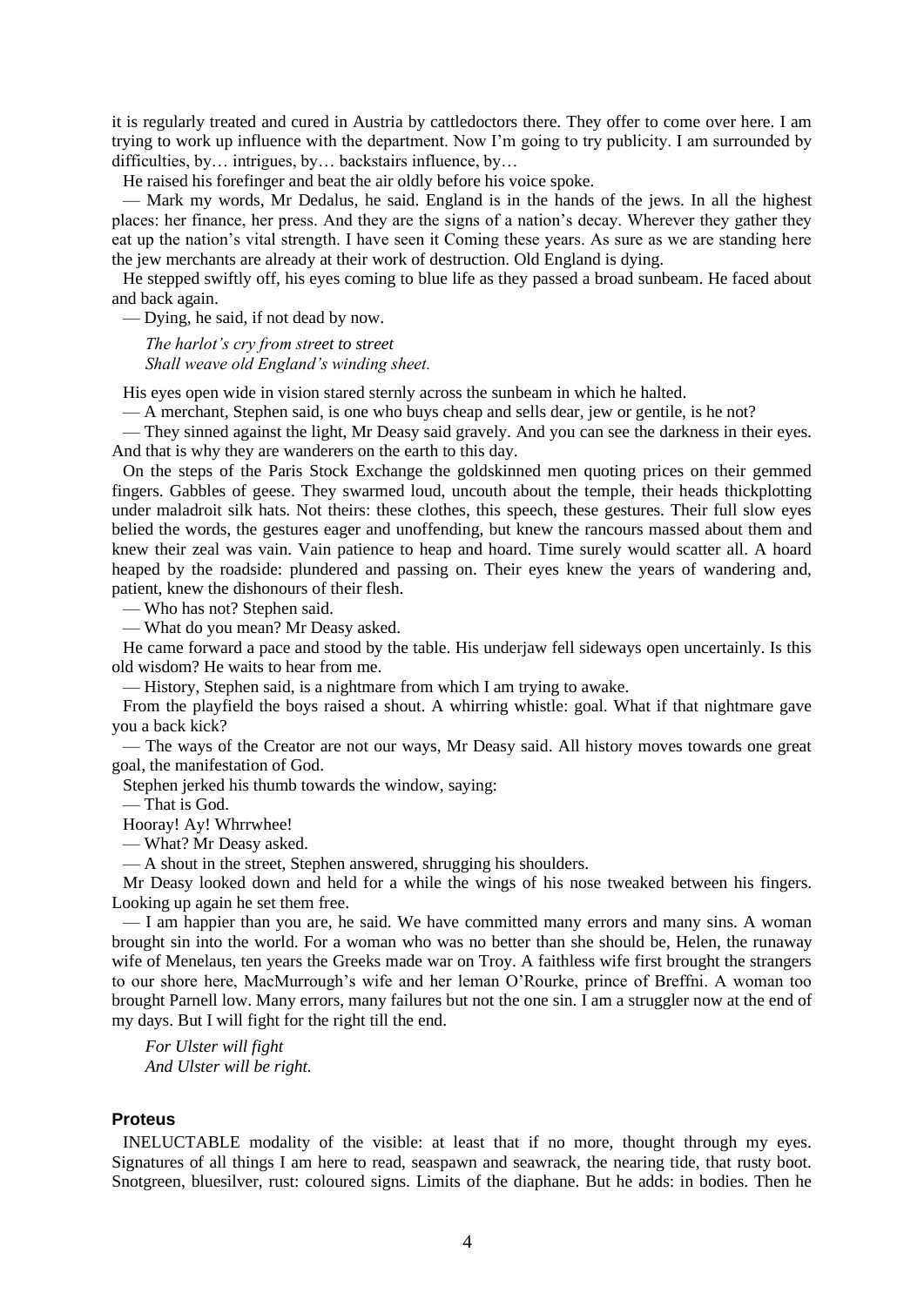it is regularly treated and cured in Austria by cattledoctors there. They offer to come over here. I am trying to work up influence with the department. Now I'm going to try publicity. I am surrounded by difficulties, by… intrigues, by… backstairs influence, by…

He raised his forefinger and beat the air oldly before his voice spoke.

— Mark my words, Mr Dedalus, he said. England is in the hands of the jews. In all the highest places: her finance, her press. And they are the signs of a nation's decay. Wherever they gather they eat up the nation's vital strength. I have seen it Coming these years. As sure as we are standing here the jew merchants are already at their work of destruction. Old England is dying.

He stepped swiftly off, his eyes coming to blue life as they passed a broad sunbeam. He faced about and back again.

— Dying, he said, if not dead by now.

*The harlot's cry from street to street*
*Shall weave old England's winding sheet.*

His eyes open wide in vision stared sternly across the sunbeam in which he halted.

— A merchant, Stephen said, is one who buys cheap and sells dear, jew or gentile, is he not?

— They sinned against the light, Mr Deasy said gravely. And you can see the darkness in their eyes. And that is why they are wanderers on the earth to this day.

On the steps of the Paris Stock Exchange the goldskinned men quoting prices on their gemmed fingers. Gabbles of geese. They swarmed loud, uncouth about the temple, their heads thickplotting under maladroit silk hats. Not theirs: these clothes, this speech, these gestures. Their full slow eyes belied the words, the gestures eager and unoffending, but knew the rancours massed about them and knew their zeal was vain. Vain patience to heap and hoard. Time surely would scatter all. A hoard heaped by the roadside: plundered and passing on. Their eyes knew the years of wandering and, patient, knew the dishonours of their flesh.

— Who has not? Stephen said.

— What do you mean? Mr Deasy asked.

He came forward a pace and stood by the table. His underjaw fell sideways open uncertainly. Is this old wisdom? He waits to hear from me.

— History, Stephen said, is a nightmare from which I am trying to awake.

From the playfield the boys raised a shout. A whirring whistle: goal. What if that nightmare gave you a back kick?

— The ways of the Creator are not our ways, Mr Deasy said. All history moves towards one great goal, the manifestation of God.

Stephen jerked his thumb towards the window, saying:

— That is God.

Hooray! Ay! Whrrwhee!

— What? Mr Deasy asked.

— A shout in the street, Stephen answered, shrugging his shoulders.

Mr Deasy looked down and held for a while the wings of his nose tweaked between his fingers. Looking up again he set them free.

— I am happier than you are, he said. We have committed many errors and many sins. A woman brought sin into the world. For a woman who was no better than she should be, Helen, the runaway wife of Menelaus, ten years the Greeks made war on Troy. A faithless wife first brought the strangers to our shore here, MacMurrough's wife and her leman O'Rourke, prince of Breffni. A woman too brought Parnell low. Many errors, many failures but not the one sin. I am a struggler now at the end of my days. But I will fight for the right till the end.

*For Ulster will fight*
*And Ulster will be right.*

### Proteus

INELUCTABLE modality of the visible: at least that if no more, thought through my eyes. Signatures of all things I am here to read, seaspawn and seawrack, the nearing tide, that rusty boot. Snotgreen, bluesilver, rust: coloured signs. Limits of the diaphane. But he adds: in bodies. Then he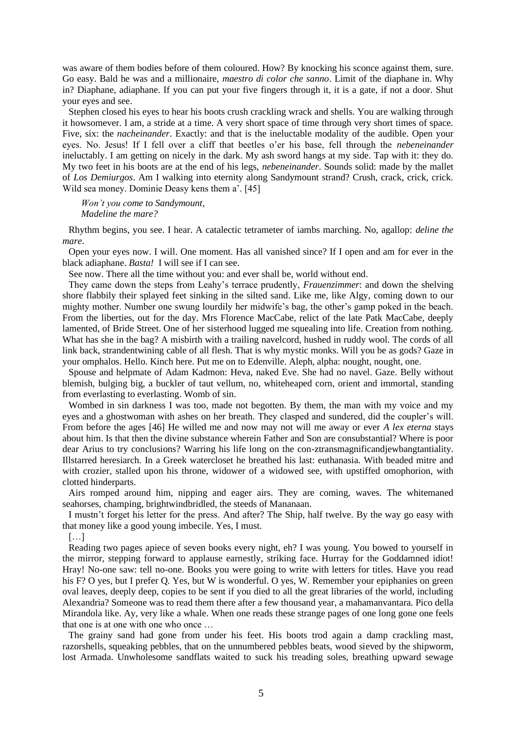was aware of them bodies before of them coloured. How? By knocking his sconce against them, sure. Go easy. Bald he was and a millionaire, *maestro di color che sanno*. Limit of the diaphane in. Why in? Diaphane, adiaphane. If you can put your five fingers through it, it is a gate, if not a door. Shut your eyes and see.

Stephen closed his eyes to hear his boots crush crackling wrack and shells. You are walking through it howsomever. I am, a stride at a time. A very short space of time through very short times of space. Five, six: the *nacheinander*. Exactly: and that is the ineluctable modality of the audible. Open your eyes. No. Jesus! If I fell over a cliff that beetles o'er his base, fell through the *nebeneinander* ineluctably. I am getting on nicely in the dark. My ash sword hangs at my side. Tap with it: they do. My two feet in his boots are at the end of his legs, *nebeneinander*. Sounds solid: made by the mallet of *Los Demiurgos*. Am I walking into eternity along Sandymount strand? Crush, crack, crick, crick. Wild sea money. Dominie Deasy kens them a'. [45]

*Won't you come to Sandymount,*
*Madeline the mare?*

Rhythm begins, you see. I hear. A catalectic tetrameter of iambs marching. No, agallop: *deline the mare*.

Open your eyes now. I will. One moment. Has all vanished since? If I open and am for ever in the black adiaphane. *Basta!* I will see if I can see.

See now. There all the time without you: and ever shall be, world without end.

They came down the steps from Leahy's terrace prudently, *Frauenzimmer*: and down the shelving shore flabbily their splayed feet sinking in the silted sand. Like me, like Algy, coming down to our mighty mother. Number one swung lourdily her midwife's bag, the other's gamp poked in the beach. From the liberties, out for the day. Mrs Florence MacCabe, relict of the late Patk MacCabe, deeply lamented, of Bride Street. One of her sisterhood lugged me squealing into life. Creation from nothing. What has she in the bag? A misbirth with a trailing navelcord, hushed in ruddy wool. The cords of all link back, strandentwining cable of all flesh. That is why mystic monks. Will you be as gods? Gaze in your omphalos. Hello. Kinch here. Put me on to Edenville. Aleph, alpha: nought, nought, one.

Spouse and helpmate of Adam Kadmon: Heva, naked Eve. She had no navel. Gaze. Belly without blemish, bulging big, a buckler of taut vellum, no, whiteheaped corn, orient and immortal, standing from everlasting to everlasting. Womb of sin.

Wombed in sin darkness I was too, made not begotten. By them, the man with my voice and my eyes and a ghostwoman with ashes on her breath. They clasped and sundered, did the coupler's will. From before the ages [46] He willed me and now may not will me away or ever *A lex eterna* stays about him. Is that then the divine substance wherein Father and Son are consubstantial? Where is poor dear Arius to try conclusions? Warring his life long on the con-ztransmagnificandjewbangtantiality. Illstarred heresiarch. In a Greek watercloset he breathed his last: euthanasia. With beaded mitre and with crozier, stalled upon his throne, widower of a widowed see, with upstiffed omophorion, with clotted hinderparts.

Airs romped around him, nipping and eager airs. They are coming, waves. The whitemaned seahorses, champing, brightwindbridled, the steeds of Mananaan.

I mustn't forget his letter for the press. And after? The Ship, half twelve. By the way go easy with that money like a good young imbecile. Yes, I must.

[…]

Reading two pages apiece of seven books every night, eh? I was young. You bowed to yourself in the mirror, stepping forward to applause earnestly, striking face. Hurray for the Goddamned idiot! Hray! No-one saw: tell no-one. Books you were going to write with letters for titles. Have you read his F? O yes, but I prefer Q. Yes, but W is wonderful. O yes, W. Remember your epiphanies on green oval leaves, deeply deep, copies to be sent if you died to all the great libraries of the world, including Alexandria? Someone was to read them there after a few thousand year, a mahamanvantara. Pico della Mirandola like. Ay, very like a whale. When one reads these strange pages of one long gone one feels that one is at one with one who once …

The grainy sand had gone from under his feet. His boots trod again a damp crackling mast, razorshells, squeaking pebbles, that on the unnumbered pebbles beats, wood sieved by the shipworm, lost Armada. Unwholesome sandflats waited to suck his treading soles, breathing upward sewage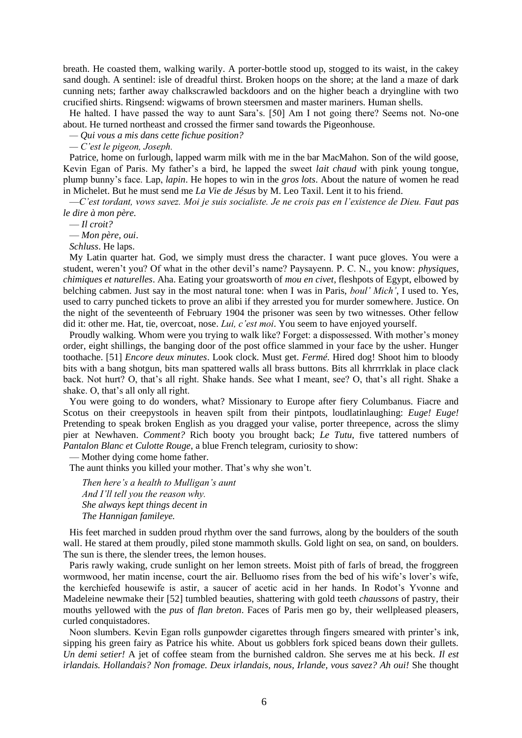breath. He coasted them, walking warily. A porter-bottle stood up, stogged to its waist, in the cakey sand dough. A sentinel: isle of dreadful thirst. Broken hoops on the shore; at the land a maze of dark cunning nets; farther away chalkscrawled backdoors and on the higher beach a dryingline with two crucified shirts. Ringsend: wigwams of brown steersmen and master mariners. Human shells.

He halted. I have passed the way to aunt Sara's. [50] Am I not going there? Seems not. No-one about. He turned northeast and crossed the firmer sand towards the Pigeonhouse.

— *Qui vous a mis dans cette fichue position?*

— *C'est le pigeon, Joseph.*

Patrice, home on furlough, lapped warm milk with me in the bar MacMahon. Son of the wild goose, Kevin Egan of Paris. My father's a bird, he lapped the sweet *lait chaud* with pink young tongue, plump bunny's face. Lap, *lapin*. He hopes to win in the *gros lots*. About the nature of women he read in Michelet. But he must send me *La Vie de Jésus* by M. Leo Taxil. Lent it to his friend.

—*C'est tordant, vows savez. Moi je suis socialiste. Je ne crois pas en l'existence de Dieu. Faut pas le dire à mon père.*

— *Il croit?*

— *Mon père, oui*.

*Schluss*. He laps.

My Latin quarter hat. God, we simply must dress the character. I want puce gloves. You were a student, weren't you? Of what in the other devil's name? Paysayenn. P. C. N., you know: *physiques, chimiques et naturelles*. Aha. Eating your groatsworth of *mou en civet*, fleshpots of Egypt, elbowed by belching cabmen. Just say in the most natural tone: when I was in Paris, *boul' Mich'*, I used to. Yes, used to carry punched tickets to prove an alibi if they arrested you for murder somewhere. Justice. On the night of the seventeenth of February 1904 the prisoner was seen by two witnesses. Other fellow did it: other me. Hat, tie, overcoat, nose. *Lui, c'est moi*. You seem to have enjoyed yourself.

Proudly walking. Whom were you trying to walk like? Forget: a dispossessed. With mother's money order, eight shillings, the banging door of the post office slammed in your face by the usher. Hunger toothache. [51] *Encore deux minutes*. Look clock. Must get. *Fermé*. Hired dog! Shoot him to bloody bits with a bang shotgun, bits man spattered walls all brass buttons. Bits all khrrrrklak in place clack back. Not hurt? O, that's all right. Shake hands. See what I meant, see? O, that's all right. Shake a shake. O, that's all only all right.

You were going to do wonders, what? Missionary to Europe after fiery Columbanus. Fiacre and Scotus on their creepystools in heaven spilt from their pintpots, loudlatinlaughing: *Euge! Euge!* Pretending to speak broken English as you dragged your valise, porter threepence, across the slimy pier at Newhaven. *Comment?* Rich booty you brought back; *Le Tutu*, five tattered numbers of *Pantalon Blanc et Culotte Rouge*, a blue French telegram, curiosity to show:

— Mother dying come home father.

The aunt thinks you killed your mother. That's why she won't.

*Then here's a health to Mulligan's aunt*
*And I'll tell you the reason why.*
*She always kept things decent in*
*The Hannigan famileye.*

His feet marched in sudden proud rhythm over the sand furrows, along by the boulders of the south wall. He stared at them proudly, piled stone mammoth skulls. Gold light on sea, on sand, on boulders. The sun is there, the slender trees, the lemon houses.

Paris rawly waking, crude sunlight on her lemon streets. Moist pith of farls of bread, the froggreen wormwood, her matin incense, court the air. Belluomo rises from the bed of his wife's lover's wife, the kerchiefed housewife is astir, a saucer of acetic acid in her hands. In Rodot's Yvonne and Madeleine newmake their [52] tumbled beauties, shattering with gold teeth *chaussons* of pastry, their mouths yellowed with the *pus* of *flan breton*. Faces of Paris men go by, their wellpleased pleasers, curled conquistadores.

Noon slumbers. Kevin Egan rolls gunpowder cigarettes through fingers smeared with printer's ink, sipping his green fairy as Patrice his white. About us gobblers fork spiced beans down their gullets. *Un demi setier!* A jet of coffee steam from the burnished caldron. She serves me at his beck. *Il est irlandais. Hollandais? Non fromage. Deux irlandais, nous, Irlande, vous savez? Ah oui!* She thought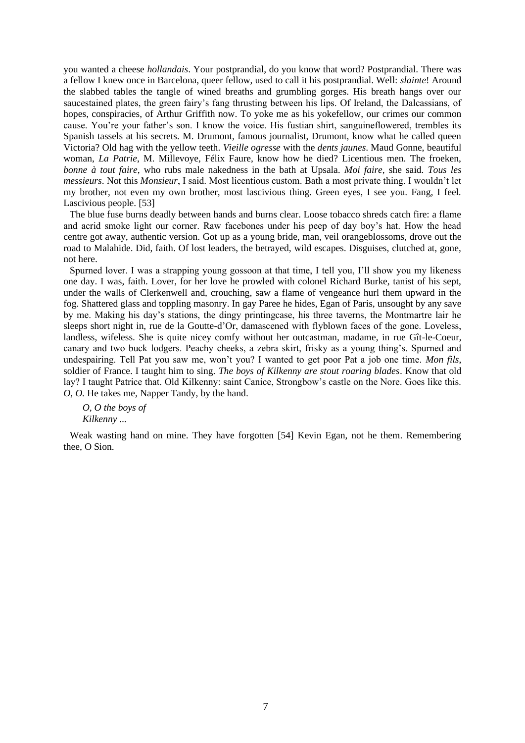you wanted a cheese *hollandais*. Your postprandial, do you know that word? Postprandial. There was a fellow I knew once in Barcelona, queer fellow, used to call it his postprandial. Well: *slainte*! Around the slabbed tables the tangle of wined breaths and grumbling gorges. His breath hangs over our saucestained plates, the green fairy's fang thrusting between his lips. Of Ireland, the Dalcassians, of hopes, conspiracies, of Arthur Griffith now. To yoke me as his yokefellow, our crimes our common cause. You're your father's son. I know the voice. His fustian shirt, sanguineflowered, trembles its Spanish tassels at his secrets. M. Drumont, famous journalist, Drumont, know what he called queen Victoria? Old hag with the yellow teeth. *Vieille ogresse* with the *dents jaunes*. Maud Gonne, beautiful woman, *La Patrie*, M. Millevoye, Félix Faure, know how he died? Licentious men. The froeken, *bonne à tout faire*, who rubs male nakedness in the bath at Upsala. *Moi faire*, she said. *Tous les messieurs*. Not this *Monsieur*, I said. Most licentious custom. Bath a most private thing. I wouldn't let my brother, not even my own brother, most lascivious thing. Green eyes, I see you. Fang, I feel. Lascivious people. [53]

The blue fuse burns deadly between hands and burns clear. Loose tobacco shreds catch fire: a flame and acrid smoke light our corner. Raw facebones under his peep of day boy's hat. How the head centre got away, authentic version. Got up as a young bride, man, veil orangeblossoms, drove out the road to Malahide. Did, faith. Of lost leaders, the betrayed, wild escapes. Disguises, clutched at, gone, not here.

Spurned lover. I was a strapping young gossoon at that time, I tell you, I'll show you my likeness one day. I was, faith. Lover, for her love he prowled with colonel Richard Burke, tanist of his sept, under the walls of Clerkenwell and, crouching, saw a flame of vengeance hurl them upward in the fog. Shattered glass and toppling masonry. In gay Paree he hides, Egan of Paris, unsought by any save by me. Making his day's stations, the dingy printingcase, his three taverns, the Montmartre lair he sleeps short night in, rue de la Goutte-d'Or, damascened with flyblown faces of the gone. Loveless, landless, wifeless. She is quite nicey comfy without her outcastman, madame, in rue Gît-le-Coeur, canary and two buck lodgers. Peachy cheeks, a zebra skirt, frisky as a young thing's. Spurned and undespairing. Tell Pat you saw me, won't you? I wanted to get poor Pat a job one time. *Mon fils*, soldier of France. I taught him to sing. *The boys of Kilkenny are stout roaring blades*. Know that old lay? I taught Patrice that. Old Kilkenny: saint Canice, Strongbow's castle on the Nore. Goes like this. *O, O.* He takes me, Napper Tandy, by the hand.

*O, O the boys of*
*Kilkenny ...*

Weak wasting hand on mine. They have forgotten [54] Kevin Egan, not he them. Remembering thee, O Sion.